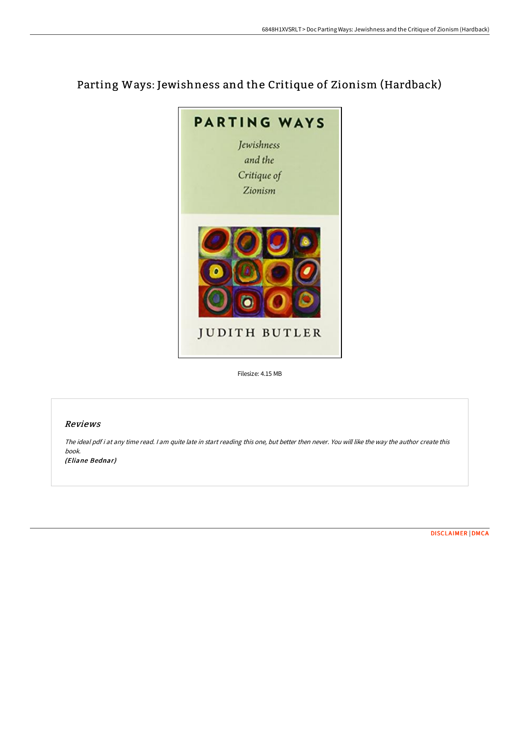# Parting Ways: Jewishness and the Critique of Zionism (Hardback)

Filesize: 4.15 MB

## *Reviews*

*The ideal pdf i at any time read. I am quite late in start reading this one, but better then never. You will like the way the author create this book.*

***(Eliane Bednar)***

DISCLAIMER | DMCA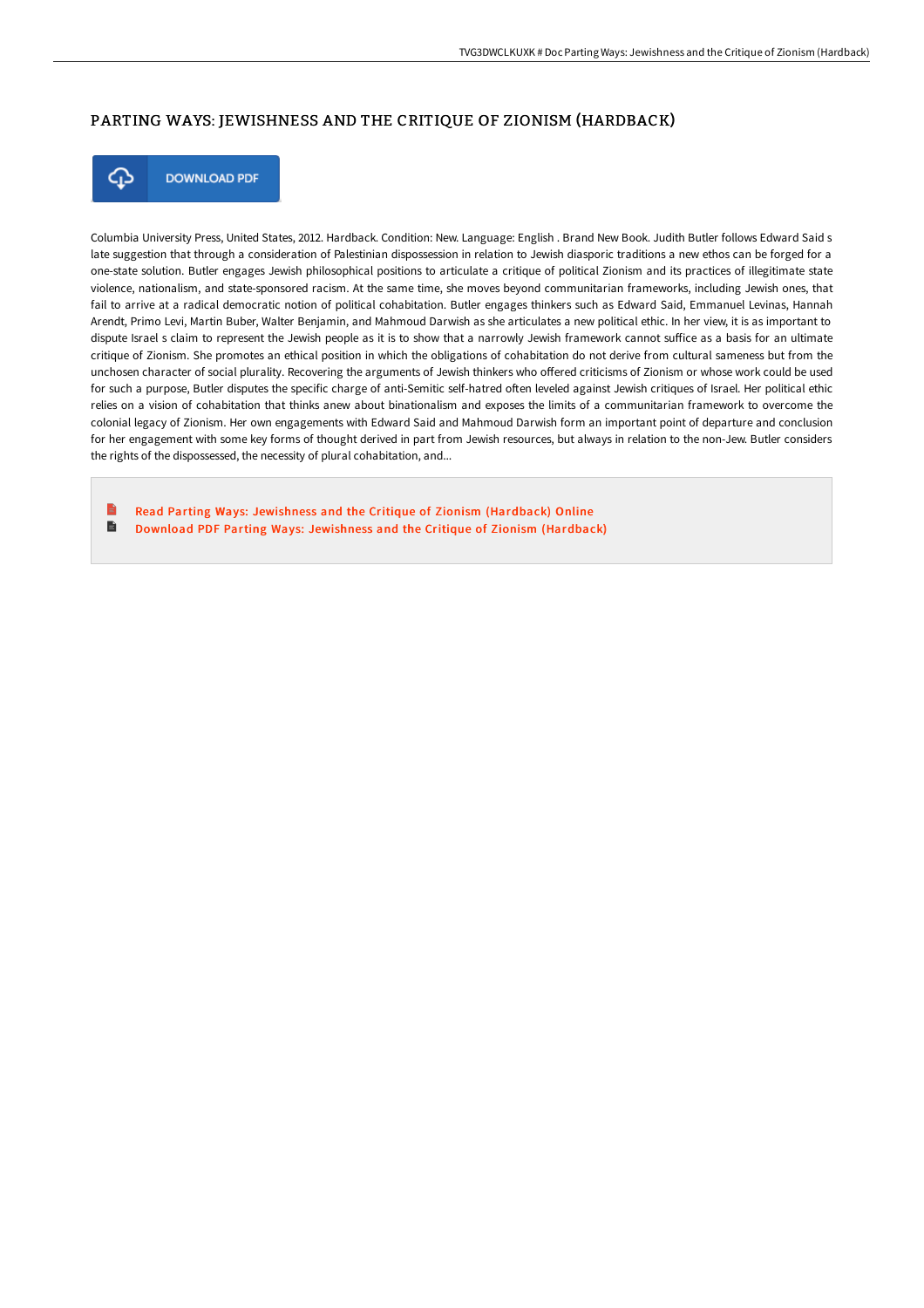# PARTING WAYS: JEWISHNESS AND THE CRITIQUE OF ZIONISM (HARDBACK)

DOWNLOAD PDF

Columbia University Press, United States, 2012. Hardback. Condition: New. Language: English . Brand New Book. Judith Butler follows Edward Said s late suggestion that through a consideration of Palestinian dispossession in relation to Jewish diasporic traditions a new ethos can be forged for a one-state solution. Butler engages Jewish philosophical positions to articulate a critique of political Zionism and its practices of illegitimate state violence, nationalism, and state-sponsored racism. At the same time, she moves beyond communitarian frameworks, including Jewish ones, that fail to arrive at a radical democratic notion of political cohabitation. Butler engages thinkers such as Edward Said, Emmanuel Levinas, Hannah Arendt, Primo Levi, Martin Buber, Walter Benjamin, and Mahmoud Darwish as she articulates a new political ethic. In her view, it is as important to dispute Israel s claim to represent the Jewish people as it is to show that a narrowly Jewish framework cannot suffice as a basis for an ultimate critique of Zionism. She promotes an ethical position in which the obligations of cohabitation do not derive from cultural sameness but from the unchosen character of social plurality. Recovering the arguments of Jewish thinkers who offered criticisms of Zionism or whose work could be used for such a purpose, Butler disputes the specific charge of anti-Semitic self-hatred often leveled against Jewish critiques of Israel. Her political ethic relies on a vision of cohabitation that thinks anew about binationalism and exposes the limits of a communitarian framework to overcome the colonial legacy of Zionism. Her own engagements with Edward Said and Mahmoud Darwish form an important point of departure and conclusion for her engagement with some key forms of thought derived in part from Jewish resources, but always in relation to the non-Jew. Butler considers the rights of the dispossessed, the necessity of plural cohabitation, and...

- Read Parting Ways: Jewishness and the Critique of Zionism (Hardback) Online
- Download PDF Parting Ways: Jewishness and the Critique of Zionism (Hardback)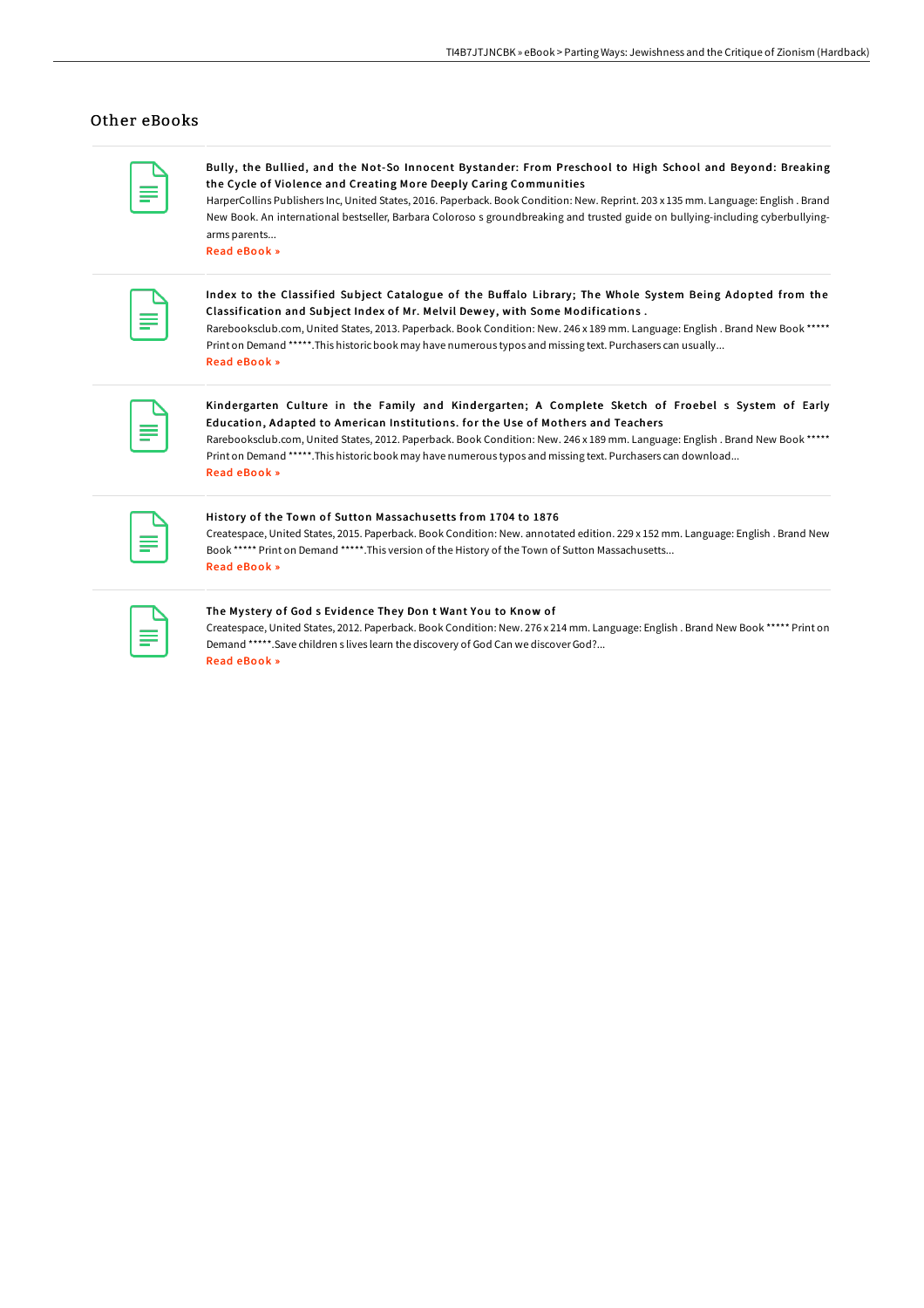## Other eBooks

**Bully, the Bullied, and the Not-So Innocent Bystander: From Preschool to High School and Beyond: Breaking the Cycle of Violence and Creating More Deeply Caring Communities**

HarperCollins Publishers Inc, United States, 2016. Paperback. Book Condition: New. Reprint. 203 x 135 mm. Language: English . Brand New Book. An international bestseller, Barbara Coloroso s groundbreaking and trusted guide on bullying-including cyberbullying-arms parents...

Read eBook »

**Index to the Classified Subject Catalogue of the Buffalo Library; The Whole System Being Adopted from the Classification and Subject Index of Mr. Melvil Dewey, with Some Modifications .**

Rarebooksclub.com, United States, 2013. Paperback. Book Condition: New. 246 x 189 mm. Language: English . Brand New Book ***** Print on Demand *****.This historic book may have numerous typos and missing text. Purchasers can usually...

Read eBook »

**Kindergarten Culture in the Family and Kindergarten; A Complete Sketch of Froebel s System of Early Education, Adapted to American Institutions. for the Use of Mothers and Teachers**

Rarebooksclub.com, United States, 2012. Paperback. Book Condition: New. 246 x 189 mm. Language: English . Brand New Book ***** Print on Demand *****.This historic book may have numerous typos and missing text. Purchasers can download...

Read eBook »

**History of the Town of Sutton Massachusetts from 1704 to 1876**

Createspace, United States, 2015. Paperback. Book Condition: New. annotated edition. 229 x 152 mm. Language: English . Brand New Book ***** Print on Demand *****.This version of the History of the Town of Sutton Massachusetts...

Read eBook »

**The Mystery of God s Evidence They Don t Want You to Know of**

Createspace, United States, 2012. Paperback. Book Condition: New. 276 x 214 mm. Language: English . Brand New Book ***** Print on Demand *****.Save children s lives learn the discovery of God Can we discover God?...

Read eBook »